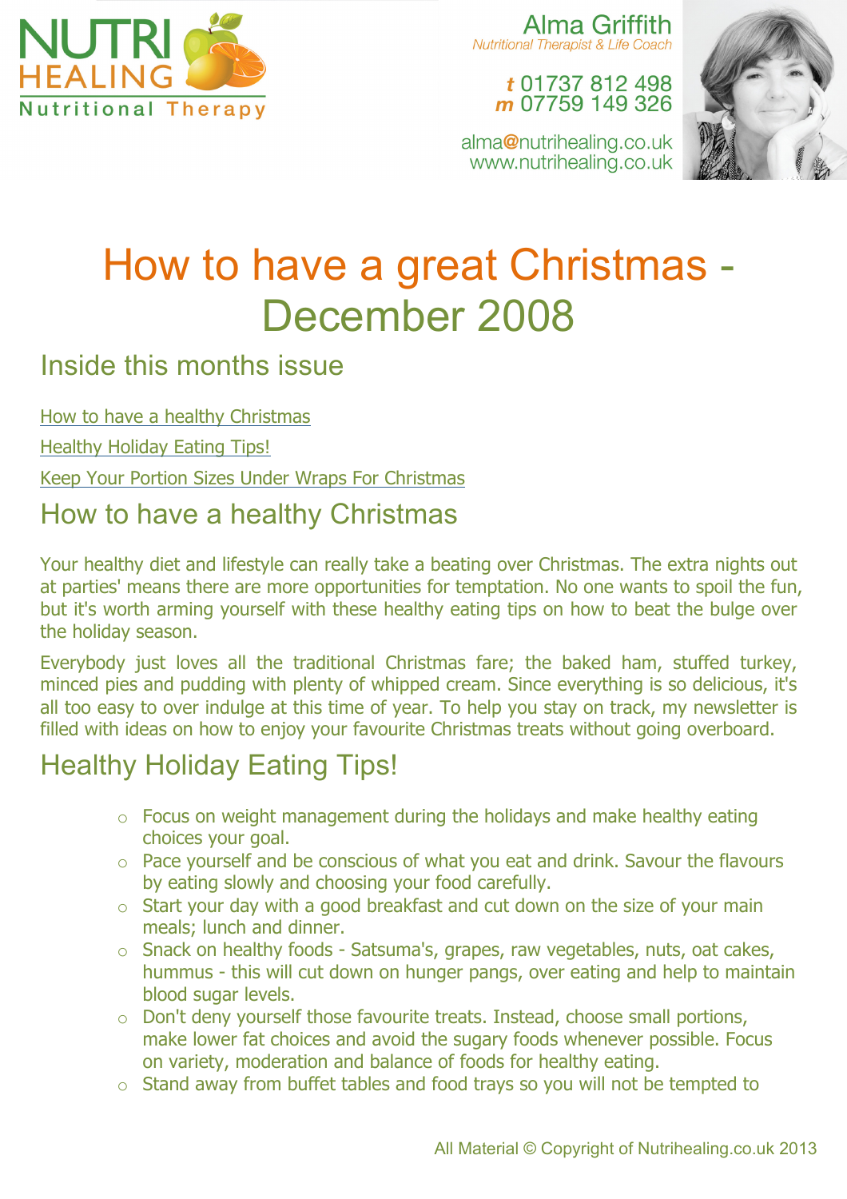NUTRI HEALING
Nutritional Therapy

Alma Griffith
*Nutritional Therapist & Life Coach*

**t** 01737 812 498
**m** 07759 149 326

alma@nutrihealing.co.uk
www.nutrihealing.co.uk

# How to have a great Christmas - December 2008

## Inside this months issue

How to have a healthy Christmas

Healthy Holiday Eating Tips!

Keep Your Portion Sizes Under Wraps For Christmas

## How to have a healthy Christmas

Your healthy diet and lifestyle can really take a beating over Christmas. The extra nights out at parties' means there are more opportunities for temptation. No one wants to spoil the fun, but it's worth arming yourself with these healthy eating tips on how to beat the bulge over the holiday season.

Everybody just loves all the traditional Christmas fare; the baked ham, stuffed turkey, minced pies and pudding with plenty of whipped cream. Since everything is so delicious, it's all too easy to over indulge at this time of year. To help you stay on track, my newsletter is filled with ideas on how to enjoy your favourite Christmas treats without going overboard.

## Healthy Holiday Eating Tips!

- Focus on weight management during the holidays and make healthy eating choices your goal.
- Pace yourself and be conscious of what you eat and drink. Savour the flavours by eating slowly and choosing your food carefully.
- Start your day with a good breakfast and cut down on the size of your main meals; lunch and dinner.
- Snack on healthy foods - Satsuma's, grapes, raw vegetables, nuts, oat cakes, hummus - this will cut down on hunger pangs, over eating and help to maintain blood sugar levels.
- Don't deny yourself those favourite treats. Instead, choose small portions, make lower fat choices and avoid the sugary foods whenever possible. Focus on variety, moderation and balance of foods for healthy eating.
- Stand away from buffet tables and food trays so you will not be tempted to

All Material © Copyright of Nutrihealing.co.uk 2013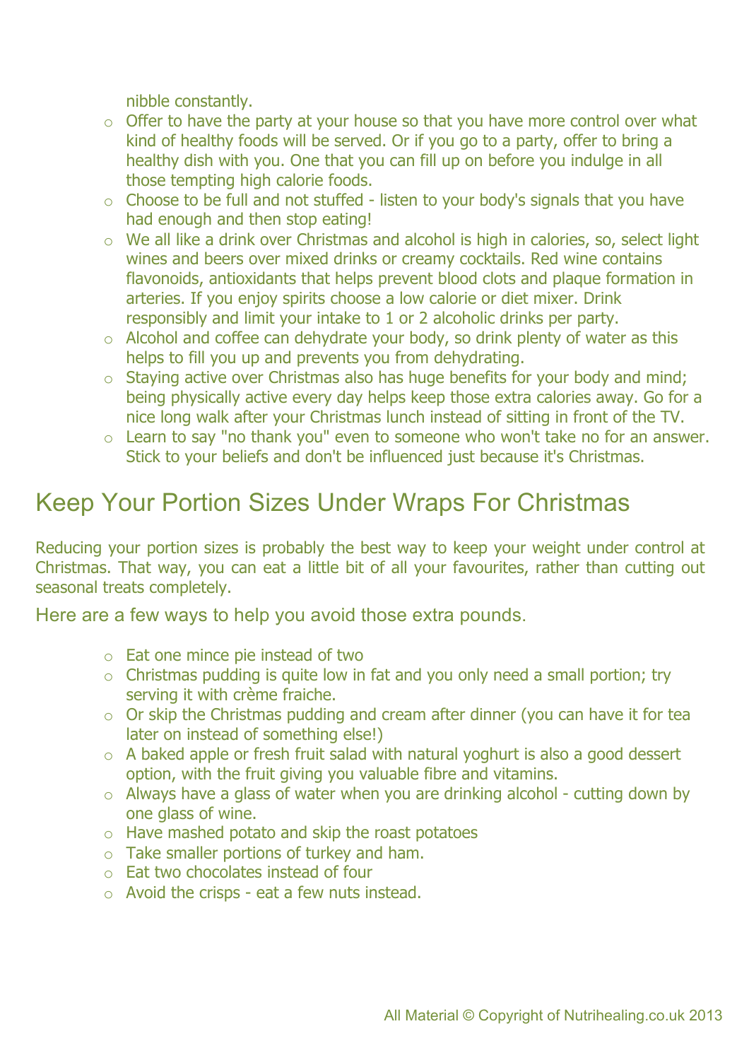nibble constantly.

- Offer to have the party at your house so that you have more control over what kind of healthy foods will be served. Or if you go to a party, offer to bring a healthy dish with you. One that you can fill up on before you indulge in all those tempting high calorie foods.
- Choose to be full and not stuffed - listen to your body's signals that you have had enough and then stop eating!
- We all like a drink over Christmas and alcohol is high in calories, so, select light wines and beers over mixed drinks or creamy cocktails. Red wine contains flavonoids, antioxidants that helps prevent blood clots and plaque formation in arteries. If you enjoy spirits choose a low calorie or diet mixer. Drink responsibly and limit your intake to 1 or 2 alcoholic drinks per party.
- Alcohol and coffee can dehydrate your body, so drink plenty of water as this helps to fill you up and prevents you from dehydrating.
- Staying active over Christmas also has huge benefits for your body and mind; being physically active every day helps keep those extra calories away. Go for a nice long walk after your Christmas lunch instead of sitting in front of the TV.
- Learn to say "no thank you" even to someone who won't take no for an answer. Stick to your beliefs and don't be influenced just because it's Christmas.

## Keep Your Portion Sizes Under Wraps For Christmas

Reducing your portion sizes is probably the best way to keep your weight under control at Christmas. That way, you can eat a little bit of all your favourites, rather than cutting out seasonal treats completely.

Here are a few ways to help you avoid those extra pounds.

- Eat one mince pie instead of two
- Christmas pudding is quite low in fat and you only need a small portion; try serving it with crème fraiche.
- Or skip the Christmas pudding and cream after dinner (you can have it for tea later on instead of something else!)
- A baked apple or fresh fruit salad with natural yoghurt is also a good dessert option, with the fruit giving you valuable fibre and vitamins.
- Always have a glass of water when you are drinking alcohol - cutting down by one glass of wine.
- Have mashed potato and skip the roast potatoes
- Take smaller portions of turkey and ham.
- Eat two chocolates instead of four
- Avoid the crisps - eat a few nuts instead.

All Material © Copyright of Nutrihealing.co.uk 2013